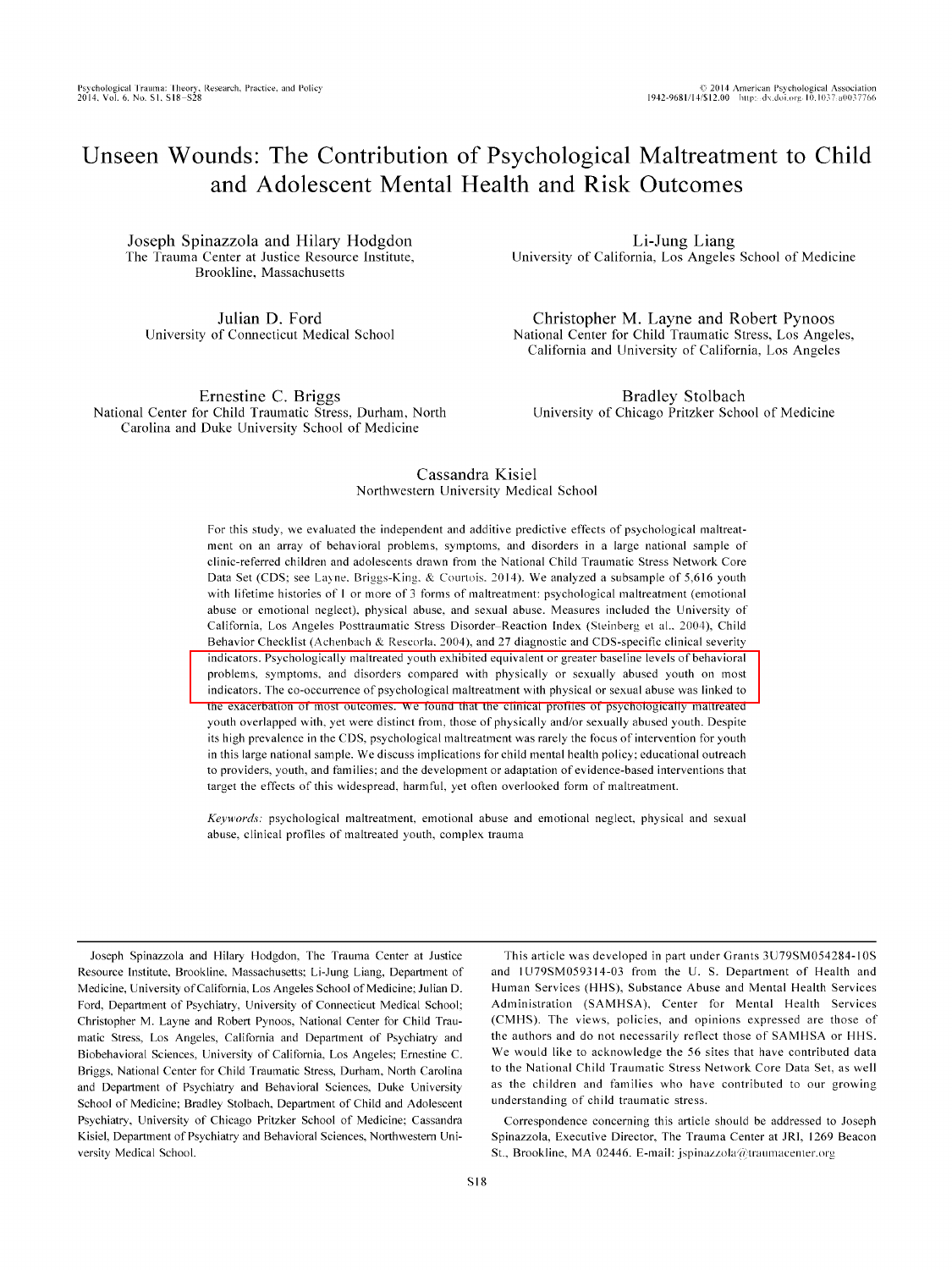# Unseen Wounds: The Contribution of Psychological Maltreatment to Child and Adolescent Mental Health and Risk Outcomes

Joseph Spinazzola and Hilary Hodgdon
The Trauma Center at Justice Resource Institute, Brookline, Massachusetts

Li-Jung Liang
University of California, Los Angeles School of Medicine

Julian D. Ford
University of Connecticut Medical School

Christopher M. Layne and Robert Pynoos
National Center for Child Traumatic Stress, Los Angeles, California and University of California, Los Angeles

Ernestine C. Briggs
National Center for Child Traumatic Stress, Durham, North Carolina and Duke University School of Medicine

Bradley Stolbach
University of Chicago Pritzker School of Medicine

Cassandra Kisiel
Northwestern University Medical School

For this study, we evaluated the independent and additive predictive effects of psychological maltreatment on an array of behavioral problems, symptoms, and disorders in a large national sample of clinic-referred children and adolescents drawn from the National Child Traumatic Stress Network Core Data Set (CDS; see Layne, Briggs-King, & Courtois, 2014). We analyzed a subsample of 5,616 youth with lifetime histories of 1 or more of 3 forms of maltreatment: psychological maltreatment (emotional abuse or emotional neglect), physical abuse, and sexual abuse. Measures included the University of California, Los Angeles Posttraumatic Stress Disorder–Reaction Index (Steinberg et al., 2004), Child Behavior Checklist (Achenbach & Rescorla, 2004), and 27 diagnostic and CDS-specific clinical severity indicators. Psychologically maltreated youth exhibited equivalent or greater baseline levels of behavioral problems, symptoms, and disorders compared with physically or sexually abused youth on most indicators. The co-occurrence of psychological maltreatment with physical or sexual abuse was linked to the exacerbation of most outcomes. We found that the clinical profiles of psychologically maltreated youth overlapped with, yet were distinct from, those of physically and/or sexually abused youth. Despite its high prevalence in the CDS, psychological maltreatment was rarely the focus of intervention for youth in this large national sample. We discuss implications for child mental health policy; educational outreach to providers, youth, and families; and the development or adaptation of evidence-based interventions that target the effects of this widespread, harmful, yet often overlooked form of maltreatment.

*Keywords:* psychological maltreatment, emotional abuse and emotional neglect, physical and sexual abuse, clinical profiles of maltreated youth, complex trauma

---

Joseph Spinazzola and Hilary Hodgdon, The Trauma Center at Justice Resource Institute, Brookline, Massachusetts; Li-Jung Liang, Department of Medicine, University of California, Los Angeles School of Medicine; Julian D. Ford, Department of Psychiatry, University of Connecticut Medical School; Christopher M. Layne and Robert Pynoos, National Center for Child Traumatic Stress, Los Angeles, California and Department of Psychiatry and Biobehavioral Sciences, University of California, Los Angeles; Ernestine C. Briggs, National Center for Child Traumatic Stress, Durham, North Carolina and Department of Psychiatry and Behavioral Sciences, Duke University School of Medicine; Bradley Stolbach, Department of Child and Adolescent Psychiatry, University of Chicago Pritzker School of Medicine; Cassandra Kisiel, Department of Psychiatry and Behavioral Sciences, Northwestern University Medical School.

This article was developed in part under Grants 3U79SM054284-10S and 1U79SM059314-03 from the U. S. Department of Health and Human Services (HHS), Substance Abuse and Mental Health Services Administration (SAMHSA), Center for Mental Health Services (CMHS). The views, policies, and opinions expressed are those of the authors and do not necessarily reflect those of SAMHSA or HHS. We would like to acknowledge the 56 sites that have contributed data to the National Child Traumatic Stress Network Core Data Set, as well as the children and families who have contributed to our growing understanding of child traumatic stress.

Correspondence concerning this article should be addressed to Joseph Spinazzola, Executive Director, The Trauma Center at JRI, 1269 Beacon St., Brookline, MA 02446. E-mail: jspinazzola@traumacenter.org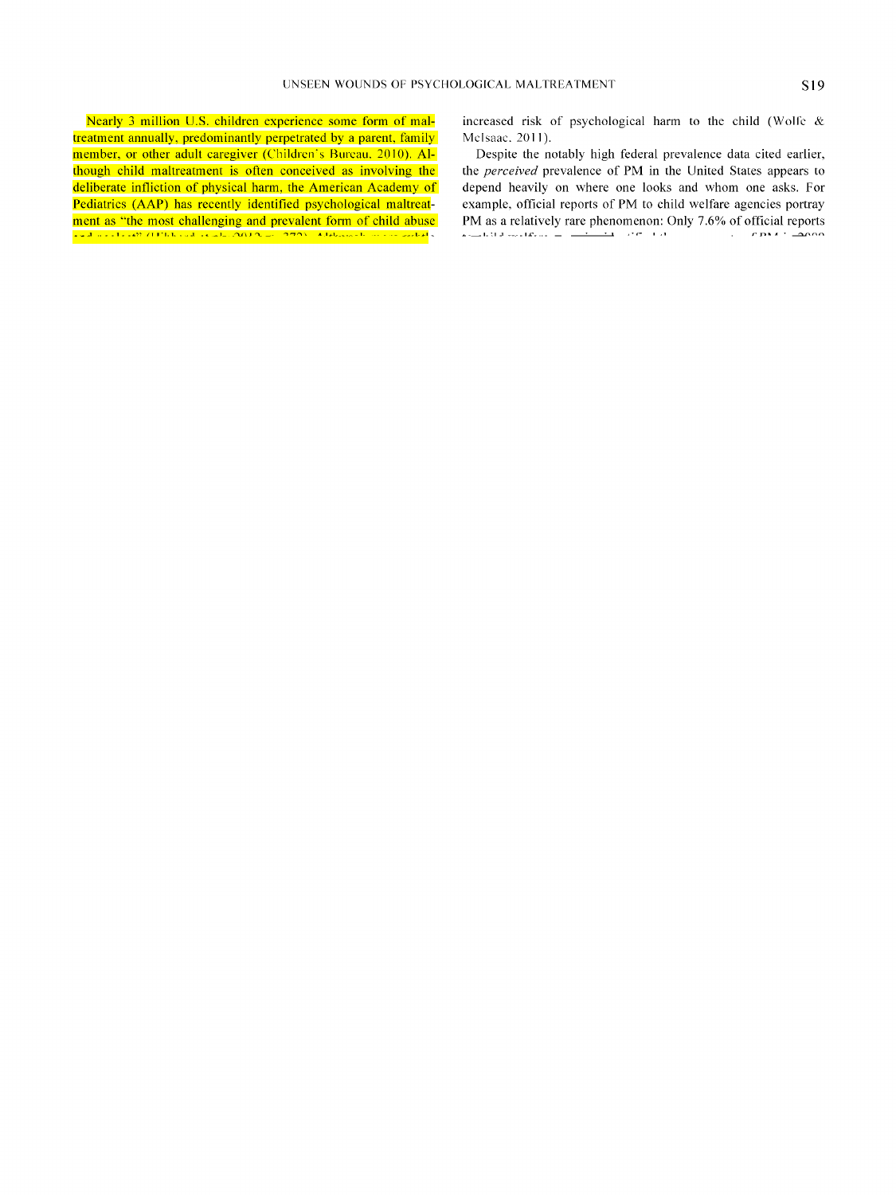Nearly 3 million U.S. children experience some form of maltreatment annually, predominantly perpetrated by a parent, family member, or other adult caregiver (Children's Bureau, 2010). Although child maltreatment is often conceived as involving the deliberate infliction of physical harm, the American Academy of Pediatrics (AAP) has recently identified psychological maltreatment as "the most challenging and prevalent form of child abuse

increased risk of psychological harm to the child (Wolfe & McIsaac, 2011).

Despite the notably high federal prevalence data cited earlier, the *perceived* prevalence of PM in the United States appears to depend heavily on where one looks and whom one asks. For example, official reports of PM to child welfare agencies portray PM as a relatively rare phenomenon: Only 7.6% of official reports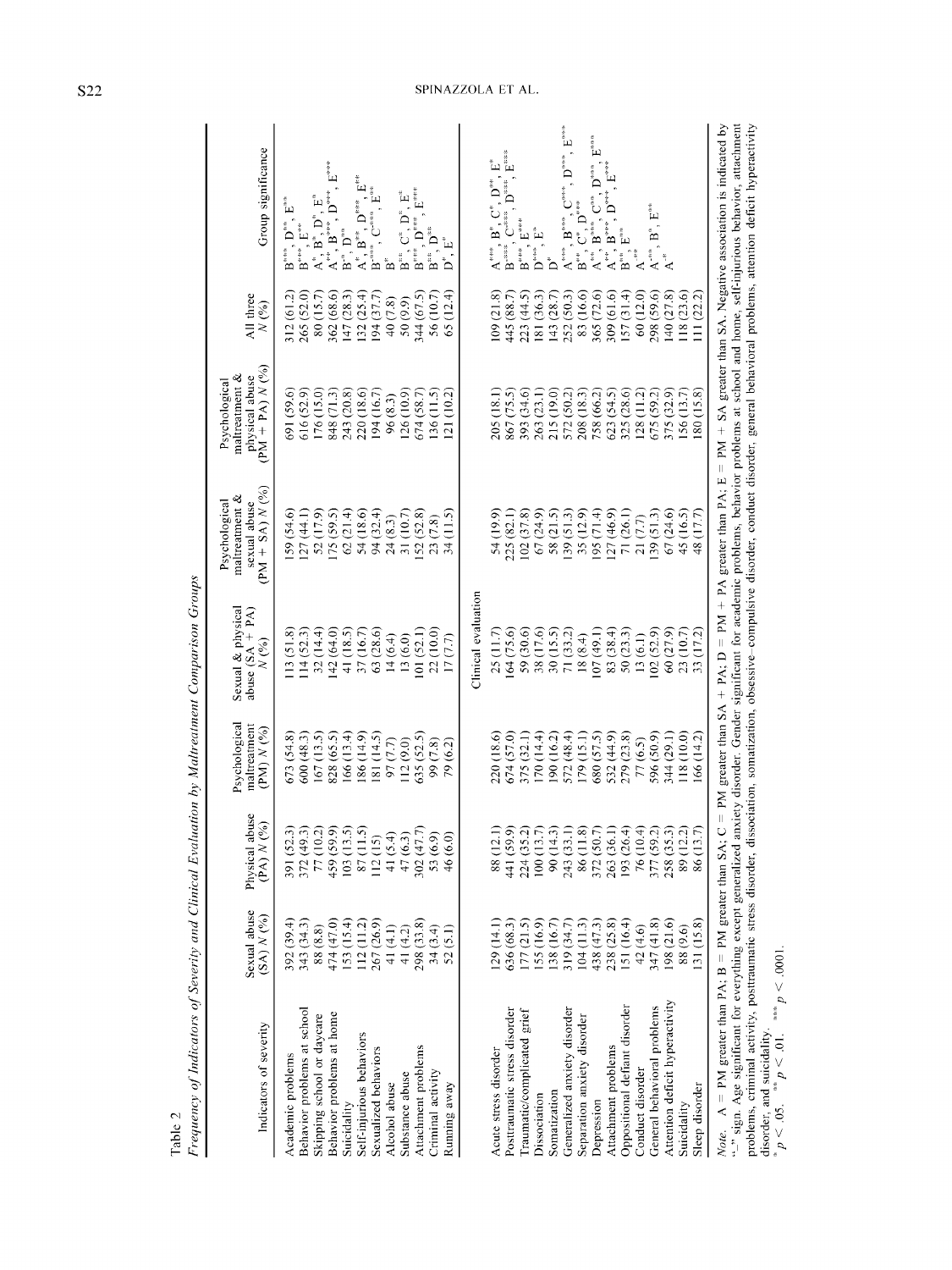Table 2

*Frequency of Indicators of Severity and Clinical Evaluation by Maltreatment Comparison Groups*

| Indicators of severity | Sexual abuse (SA) N (%) | Physical abuse (PA) N (%) | Psychological maltreatment (PM) N (%) | Sexual & physical abuse (SA + PA) N (%) | Psychological maltreatment & sexual abuse (PM + SA) N (%) | Psychological maltreatment & physical abuse (PM + PA) N (%) | All three N (%) | Group significance |
|---|---|---|---|---|---|---|---|---|
| Academic problems | 392 (39.4) | 391 (52.3) | 673 (54.8) | 113 (51.8) | 159 (54.6) | 691 (59.6) | 312 (61.2) | $B^{***}$, $D^{**}$, $E^{**}$ |
| Behavior problems at school | 343 (34.3) | 372 (49.3) | 600 (48.3) | 114 (52.3) | 127 (44.1) | 616 (52.9) | 265 (52.0) | $B^{***}$, $E^{***}$ |
| Skipping school or daycare | 88 (8.8) | 77 (10.2) | 167 (13.5) | 32 (14.4) | 52 (17.9) | 176 (15.0) | 80 (15.7) | $A^{*}$, $B^{*}$, $D^{*}$, $E^{*}$ |
| Behavior problems at home | 474 (47.0) | 459 (59.9) | 828 (65.5) | 142 (64.0) | 175 (59.5) | 848 (71.3) | 362 (68.6) | $A^{**}$, $B^{***}$, $D^{***}$, $E^{***}$ |
| Suicidality | 153 (15.4) | 103 (13.5) | 166 (13.4) | 41 (18.5) | 62 (21.4) | 243 (20.8) | 147 (28.3) | $B^{*}$, $D^{**}$ |
| Self-injurious behaviors | 112 (11.2) | 87 (11.5) | 186 (14.9) | 37 (16.7) | 54 (18.6) | 220 (18.6) | 132 (25.4) | $A^{*}$, $B^{**}$, $D^{***}$, $E^{**}$ |
| Sexualized behaviors | 267 (26.9) | 112 (15) | 181 (14.5) | 63 (28.6) | 94 (32.4) | 194 (16.7) | 194 (37.7) | $B^{-***}$, $C^{***}$, $E^{-**}$ |
| Alcohol abuse | 41 (4.1) | 41 (5.4) | 97 (7.7) | 14 (6.4) | 24 (8.3) | 96 (8.3) | 40 (7.8) | $B^{*}$ |
| Substance abuse | 41 (4.2) | 47 (6.3) | 112 (9.0) | 13 (6.0) | 31 (10.7) | 126 (10.9) | 50 (9.9) | $B^{**}$, $C^{*}$, $D^{*}$, $E^{*}$ |
| Attachment problems | 298 (33.8) | 302 (47.7) | 635 (52.5) | 101 (52.1) | 152 (52.8) | 674 (58.7) | 344 (67.5) | $B^{***}$, $D^{**}$, $E^{***}$ |
| Criminal activity | 34 (3.4) | 53 (6.9) | 99 (7.8) | 22 (10.0) | 23 (7.8) | 136 (11.5) | 56 (10.7) | $B^{**}$, $D^{**}$ |
| Running away | 52 (5.1) | 46 (6.0) | 79 (6.2) | 17 (7.7) | 34 (11.5) | 121 (10.2) | 65 (12.4) | $D^{*}$, $E^{*}$ |
| **Clinical evaluation** | | | | | | | | |
| Acute stress disorder | 129 (14.1) | 88 (12.1) | 220 (18.6) | 25 (11.7) | 54 (19.9) | 205 (18.1) | 109 (21.8) | $A^{***}$, $B^{*}$, $C^{*}$, $D^{**}$, $E^{*}$ |
| Posttraumatic stress disorder | 636 (68.3) | 441 (59.9) | 674 (57.0) | 164 (75.6) | 225 (82.1) | 867 (75.5) | 445 (88.7) | $B^{-***}$, $C^{***}$, $D^{***}$, $E^{***}$ |
| Traumatic/complicated grief | 177 (21.5) | 224 (35.2) | 375 (32.1) | 59 (30.6) | 102 (37.8) | 393 (34.6) | 223 (44.5) | $B^{***}$, $E^{***}$ |
| Dissociation | 155 (16.9) | 100 (13.7) | 170 (14.4) | 38 (17.6) | 67 (24.9) | 263 (23.1) | 181 (36.3) | $D^{***}$, $E^{*}$ |
| Somatization | 138 (16.7) | 90 (14.3) | 190 (16.2) | 30 (15.5) | 58 (21.5) | 215 (19.0) | 143 (28.7) | $D^{*}$ |
| Generalized anxiety disorder | 319 (34.7) | 243 (33.1) | 572 (48.4) | 71 (33.2) | 139 (51.3) | 572 (50.2) | 252 (50.3) | $A^{***}$, $B^{***}$, $C^{***}$, $D^{***}$, $E^{***}$ |
| Separation anxiety disorder | 104 (11.3) | 86 (11.8) | 179 (15.1) | 18 (8.4) | 35 (12.9) | 208 (18.3) | 83 (16.6) | $B^{**}$, $C^{*}$, $D^{***}$ |
| Depression | 438 (47.3) | 372 (50.7) | 680 (57.5) | 107 (49.1) | 195 (71.4) | 758 (66.2) | 365 (72.6) | $A^{**}$, $B^{***}$, $C^{**}$, $D^{***}$, $E^{***}$ |
| Attachment problems | 238 (25.8) | 263 (36.1) | 532 (44.9) | 83 (38.4) | 127 (46.9) | 623 (54.5) | 309 (61.6) | $A^{**}$, $B^{***}$, $D^{***}$, $E^{***}$ |
| Oppositional defiant disorder | 151 (16.4) | 193 (26.4) | 279 (23.8) | 50 (23.3) | 71 (26.1) | 325 (28.6) | 157 (31.4) | $B^{**}$, $E^{**}$ |
| Conduct disorder | 42 (4.6) | 76 (10.4) | 77 (6.5) | 13 (6.1) | 21 (7.7) | 128 (11.2) | 60 (12.0) | $A^{-**}$ |
| General behavioral problems | 347 (41.8) | 377 (59.2) | 596 (50.9) | 102 (52.9) | 139 (51.3) | 675 (59.2) | 298 (59.6) | $A^{-**}$, $B^{*}$, $E^{**}$ |
| Attention deficit hyperactivity | 198 (21.6) | 258 (35.3) | 344 (29.1) | 60 (27.9) | 67 (24.6) | 375 (32.9) | 140 (27.8) | $A^{-*}$ |
| Suicidality | 88 (9.6) | 89 (12.2) | 118 (10.0) | 23 (10.7) | 45 (16.5) | 156 (13.7) | 118 (23.6) | |
| Sleep disorder | 131 (15.8) | 86 (13.7) | 166 (14.2) | 33 (17.2) | 48 (17.7) | 180 (15.8) | 111 (22.2) | |

*Note.* A = PM greater than PA; B = PM greater than SA; C = PM greater than SA + PA; D = PM + PA greater than PA; E = PM + SA greater than SA. Negative association is indicated by "–" sign. Age significant for everything except generalized anxiety disorder. Gender significant for academic problems, behavior problems at school and home, self-injurious behavior, attachment problems, criminal activity, posttraumatic stress disorder, dissociation, somatization, obsessive–compulsive disorder, conduct disorder, general behavioral problems, attention deficit hyperactivity disorder, and suicidality.

$^{*}p < .05$. $^{**}p < .01$. $^{***}p < .0001$.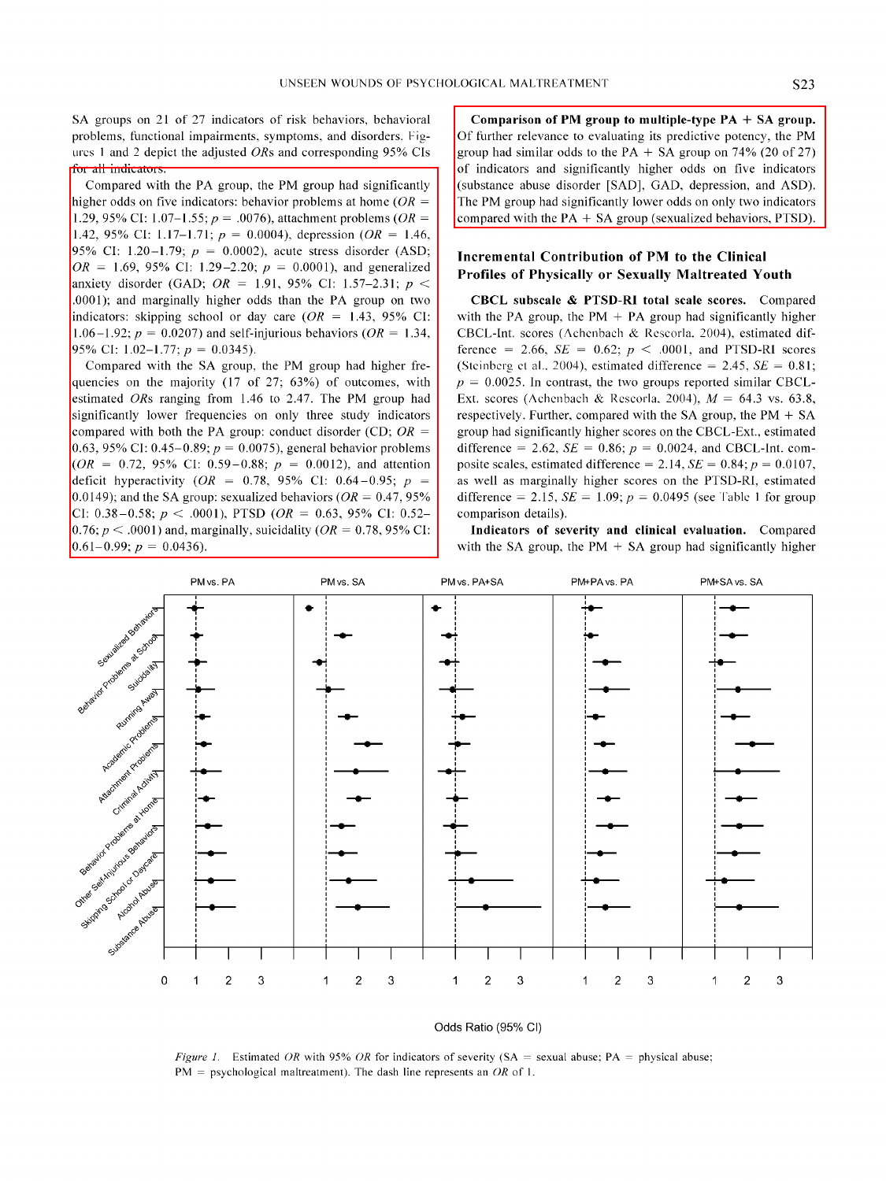SA groups on 21 of 27 indicators of risk behaviors, behavioral problems, functional impairments, symptoms, and disorders. Figures 1 and 2 depict the adjusted *OR*s and corresponding 95% CIs for all indicators.

Compared with the PA group, the PM group had significantly higher odds on five indicators: behavior problems at home ($OR$ = 1.29, 95% CI: 1.07–1.55; $p$ = .0076), attachment problems ($OR$ = 1.42, 95% CI: 1.17–1.71; $p$ = 0.0004), depression ($OR$ = 1.46, 95% CI: 1.20–1.79; $p$ = 0.0002), acute stress disorder (ASD; $OR$ = 1.69, 95% CI: 1.29–2.20; $p$ = 0.0001), and generalized anxiety disorder (GAD; $OR$ = 1.91, 95% CI: 1.57–2.31; $p < .0001$); and marginally higher odds than the PA group on two indicators: skipping school or day care ($OR$ = 1.43, 95% CI: 1.06–1.92; $p$ = 0.0207) and self-injurious behaviors ($OR$ = 1.34, 95% CI: 1.02–1.77; $p$ = 0.0345).

Compared with the SA group, the PM group had higher frequencies on the majority (17 of 27; 63%) of outcomes, with estimated *OR*s ranging from 1.46 to 2.47. The PM group had significantly lower frequencies on only three study indicators compared with both the PA group: conduct disorder (CD; $OR$ = 0.63, 95% CI: 0.45–0.89; $p$ = 0.0075), general behavior problems ($OR$ = 0.72, 95% CI: 0.59–0.88; $p$ = 0.0012), and attention deficit hyperactivity ($OR$ = 0.78, 95% CI: 0.64–0.95; $p$ = 0.0149); and the SA group: sexualized behaviors ($OR$ = 0.47, 95% CI: 0.38–0.58; $p < .0001$), PTSD ($OR$ = 0.63, 95% CI: 0.52–0.76; $p < .0001$) and, marginally, suicidality ($OR$ = 0.78, 95% CI: 0.61–0.99; $p$ = 0.0436).

**Comparison of PM group to multiple-type PA + SA group.** Of further relevance to evaluating its predictive potency, the PM group had similar odds to the PA + SA group on 74% (20 of 27) of indicators and significantly higher odds on five indicators (substance abuse disorder [SAD], GAD, depression, and ASD). The PM group had significantly lower odds on only two indicators compared with the PA + SA group (sexualized behaviors, PTSD).

## Incremental Contribution of PM to the Clinical Profiles of Physically or Sexually Maltreated Youth

**CBCL subscale & PTSD-RI total scale scores.** Compared with the PA group, the PM + PA group had significantly higher CBCL-Int. scores (Achenbach & Rescorla, 2004), estimated difference = 2.66, $SE$ = 0.62; $p < .0001$, and PTSD-RI scores (Steinberg et al., 2004), estimated difference = 2.45, $SE$ = 0.81; $p$ = 0.0025. In contrast, the two groups reported similar CBCL-Ext. scores (Achenbach & Rescorla, 2004), $M$ = 64.3 vs. 63.8, respectively. Further, compared with the SA group, the PM + SA group had significantly higher scores on the CBCL-Ext., estimated difference = 2.62, $SE$ = 0.86; $p$ = 0.0024, and CBCL-Int. composite scales, estimated difference = 2.14, $SE$ = 0.84; $p$ = 0.0107, as well as marginally higher scores on the PTSD-RI, estimated difference = 2.15, $SE$ = 1.09; $p$ = 0.0495 (see Table 1 for group comparison details).

**Indicators of severity and clinical evaluation.** Compared with the SA group, the PM + SA group had significantly higher

*Figure 1.* Estimated *OR* with 95% *OR* for indicators of severity (SA = sexual abuse; PA = physical abuse; PM = psychological maltreatment). The dash line represents an *OR* of 1.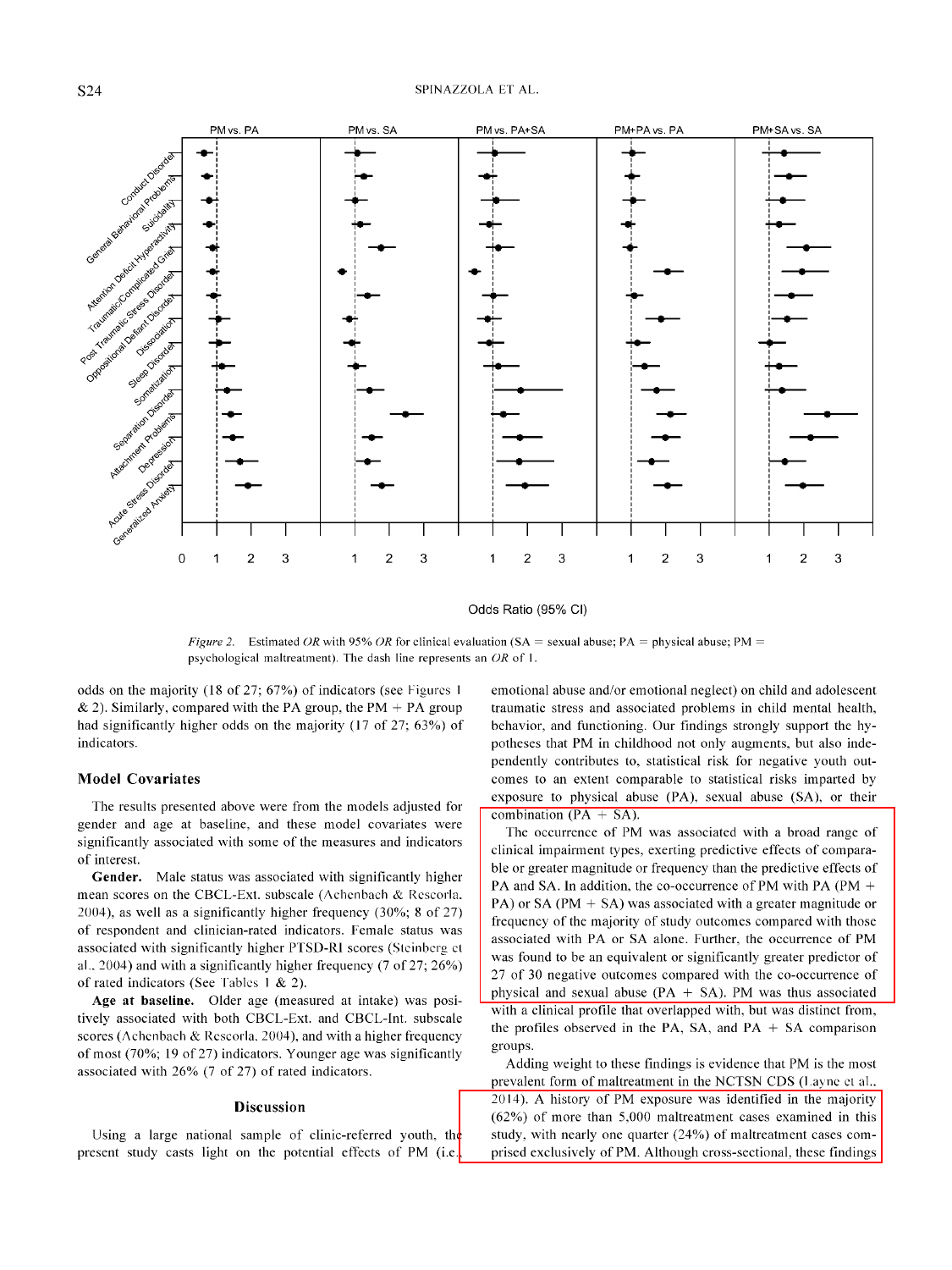Figure 2. Estimated *OR* with 95% *OR* for clinical evaluation (SA = sexual abuse; PA = physical abuse; PM = psychological maltreatment). The dash line represents an *OR* of 1.

odds on the majority (18 of 27; 67%) of indicators (see Figures 1 & 2). Similarly, compared with the PA group, the PM + PA group had significantly higher odds on the majority (17 of 27; 63%) of indicators.

### Model Covariates

The results presented above were from the models adjusted for gender and age at baseline, and these model covariates were significantly associated with some of the measures and indicators of interest.

**Gender.** Male status was associated with significantly higher mean scores on the CBCL-Ext. subscale (Achenbach & Rescorla, 2004), as well as a significantly higher frequency (30%; 8 of 27) of respondent and clinician-rated indicators. Female status was associated with significantly higher PTSD-RI scores (Steinberg et al., 2004) and with a significantly higher frequency (7 of 27; 26%) of rated indicators (See Tables 1 & 2).

**Age at baseline.** Older age (measured at intake) was positively associated with both CBCL-Ext. and CBCL-Int. subscale scores (Achenbach & Rescorla, 2004), and with a higher frequency of most (70%; 19 of 27) indicators. Younger age was significantly associated with 26% (7 of 27) of rated indicators.

## Discussion

Using a large national sample of clinic-referred youth, the present study casts light on the potential effects of PM (i.e., emotional abuse and/or emotional neglect) on child and adolescent traumatic stress and associated problems in child mental health, behavior, and functioning. Our findings strongly support the hypotheses that PM in childhood not only augments, but also independently contributes to, statistical risk for negative youth outcomes to an extent comparable to statistical risks imparted by exposure to physical abuse (PA), sexual abuse (SA), or their combination (PA + SA).

The occurrence of PM was associated with a broad range of clinical impairment types, exerting predictive effects of comparable or greater magnitude or frequency than the predictive effects of PA and SA. In addition, the co-occurrence of PM with PA (PM + PA) or SA (PM + SA) was associated with a greater magnitude or frequency of the majority of study outcomes compared with those associated with PA or SA alone. Further, the occurrence of PM was found to be an equivalent or significantly greater predictor of 27 of 30 negative outcomes compared with the co-occurrence of physical and sexual abuse (PA + SA). PM was thus associated with a clinical profile that overlapped with, but was distinct from, the profiles observed in the PA, SA, and PA + SA comparison groups.

Adding weight to these findings is evidence that PM is the most prevalent form of maltreatment in the NCTSN CDS (Layne et al., 2014). A history of PM exposure was identified in the majority (62%) of more than 5,000 maltreatment cases examined in this study, with nearly one quarter (24%) of maltreatment cases comprised exclusively of PM. Although cross-sectional, these findings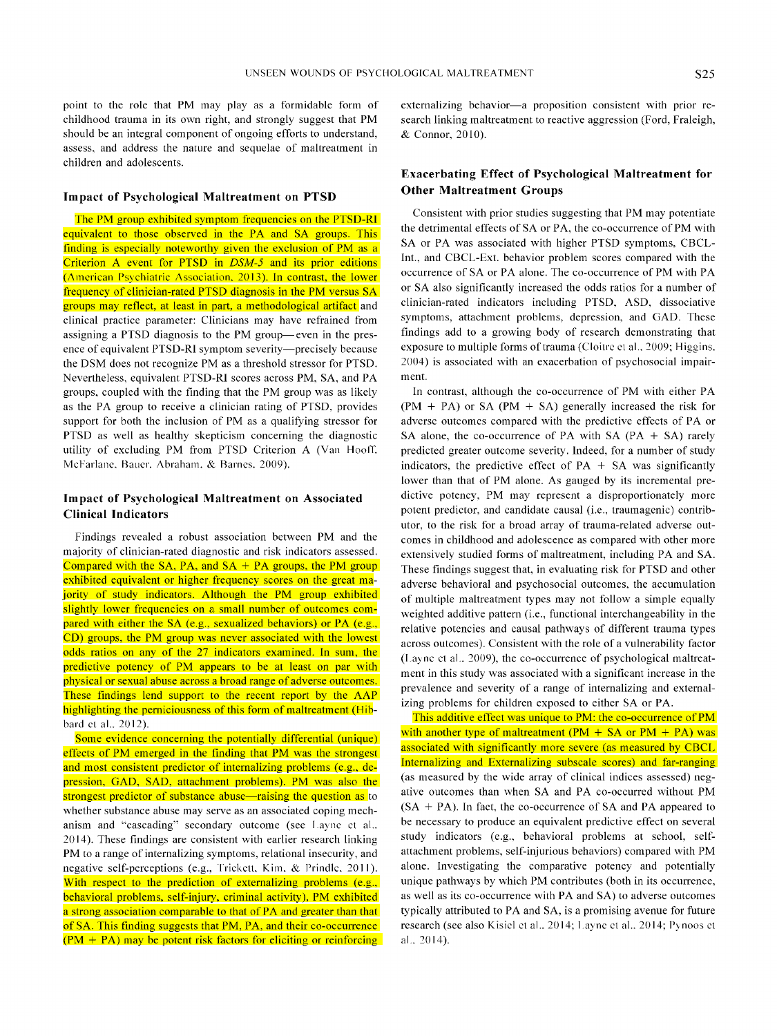point to the role that PM may play as a formidable form of childhood trauma in its own right, and strongly suggest that PM should be an integral component of ongoing efforts to understand, assess, and address the nature and sequelae of maltreatment in children and adolescents.

### Impact of Psychological Maltreatment on PTSD

The PM group exhibited symptom frequencies on the PTSD-RI equivalent to those observed in the PA and SA groups. This finding is especially noteworthy given the exclusion of PM as a Criterion A event for PTSD in *DSM-5* and its prior editions (American Psychiatric Association, 2013). In contrast, the lower frequency of clinician-rated PTSD diagnosis in the PM versus SA groups may reflect, at least in part, a methodological artifact and clinical practice parameter: Clinicians may have refrained from assigning a PTSD diagnosis to the PM group—even in the presence of equivalent PTSD-RI symptom severity—precisely because the DSM does not recognize PM as a threshold stressor for PTSD. Nevertheless, equivalent PTSD-RI scores across PM, SA, and PA groups, coupled with the finding that the PM group was as likely as the PA group to receive a clinician rating of PTSD, provides support for both the inclusion of PM as a qualifying stressor for PTSD as well as healthy skepticism concerning the diagnostic utility of excluding PM from PTSD Criterion A (Van Hooff, McFarlane, Bauer, Abraham, & Barnes, 2009).

### Impact of Psychological Maltreatment on Associated Clinical Indicators

Findings revealed a robust association between PM and the majority of clinician-rated diagnostic and risk indicators assessed. Compared with the SA, PA, and SA + PA groups, the PM group exhibited equivalent or higher frequency scores on the great majority of study indicators. Although the PM group exhibited slightly lower frequencies on a small number of outcomes compared with either the SA (e.g., sexualized behaviors) or PA (e.g., CD) groups, the PM group was never associated with the lowest odds ratios on any of the 27 indicators examined. In sum, the predictive potency of PM appears to be at least on par with physical or sexual abuse across a broad range of adverse outcomes. These findings lend support to the recent report by the AAP highlighting the perniciousness of this form of maltreatment (Hibbard et al., 2012).

Some evidence concerning the potentially differential (unique) effects of PM emerged in the finding that PM was the strongest and most consistent predictor of internalizing problems (e.g., depression, GAD, SAD, attachment problems). PM was also the strongest predictor of substance abuse—raising the question as to whether substance abuse may serve as an associated coping mechanism and "cascading" secondary outcome (see Layne et al., 2014). These findings are consistent with earlier research linking PM to a range of internalizing symptoms, relational insecurity, and negative self-perceptions (e.g., Trickett, Kim, & Prindle, 2011). With respect to the prediction of externalizing problems (e.g., behavioral problems, self-injury, criminal activity), PM exhibited a strong association comparable to that of PA and greater than that of SA. This finding suggests that PM, PA, and their co-occurrence (PM + PA) may be potent risk factors for eliciting or reinforcing externalizing behavior—a proposition consistent with prior research linking maltreatment to reactive aggression (Ford, Fraleigh, & Connor, 2010).

### Exacerbating Effect of Psychological Maltreatment for Other Maltreatment Groups

Consistent with prior studies suggesting that PM may potentiate the detrimental effects of SA or PA, the co-occurrence of PM with SA or PA was associated with higher PTSD symptoms, CBCL-Int., and CBCL-Ext. behavior problem scores compared with the occurrence of SA or PA alone. The co-occurrence of PM with PA or SA also significantly increased the odds ratios for a number of clinician-rated indicators including PTSD, ASD, dissociative symptoms, attachment problems, depression, and GAD. These findings add to a growing body of research demonstrating that exposure to multiple forms of trauma (Cloitre et al., 2009; Higgins, 2004) is associated with an exacerbation of psychosocial impairment.

In contrast, although the co-occurrence of PM with either PA (PM + PA) or SA (PM + SA) generally increased the risk for adverse outcomes compared with the predictive effects of PA or SA alone, the co-occurrence of PA with SA (PA + SA) rarely predicted greater outcome severity. Indeed, for a number of study indicators, the predictive effect of PA + SA was significantly lower than that of PM alone. As gauged by its incremental predictive potency, PM may represent a disproportionately more potent predictor, and candidate causal (i.e., traumagenic) contributor, to the risk for a broad array of trauma-related adverse outcomes in childhood and adolescence as compared with other more extensively studied forms of maltreatment, including PA and SA. These findings suggest that, in evaluating risk for PTSD and other adverse behavioral and psychosocial outcomes, the accumulation of multiple maltreatment types may not follow a simple equally weighted additive pattern (i.e., functional interchangeability in the relative potencies and causal pathways of different trauma types across outcomes). Consistent with the role of a vulnerability factor (Layne et al., 2009), the co-occurrence of psychological maltreatment in this study was associated with a significant increase in the prevalence and severity of a range of internalizing and externalizing problems for children exposed to either SA or PA.

This additive effect was unique to PM: the co-occurrence of PM with another type of maltreatment (PM + SA or PM + PA) was associated with significantly more severe (as measured by CBCL Internalizing and Externalizing subscale scores) and far-ranging (as measured by the wide array of clinical indices assessed) negative outcomes than when SA and PA co-occurred without PM (SA + PA). In fact, the co-occurrence of SA and PA appeared to be necessary to produce an equivalent predictive effect on several study indicators (e.g., behavioral problems at school, self-attachment problems, self-injurious behaviors) compared with PM alone. Investigating the comparative potency and potentially unique pathways by which PM contributes (both in its occurrence, as well as its co-occurrence with PA and SA) to adverse outcomes typically attributed to PA and SA, is a promising avenue for future research (see also Kisiel et al., 2014; Layne et al., 2014; Pynoos et al., 2014).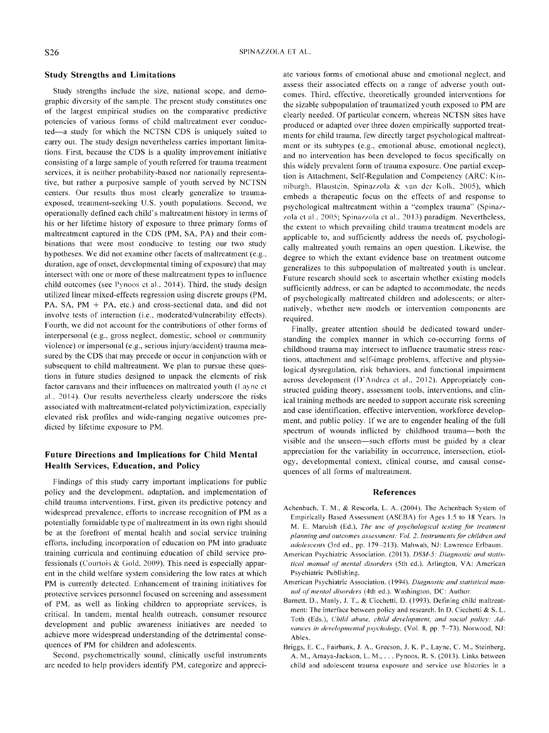### Study Strengths and Limitations

Study strengths include the size, national scope, and demographic diversity of the sample. The present study constitutes one of the largest empirical studies on the comparative predictive potencies of various forms of child maltreatment ever conducted—a study for which the NCTSN CDS is uniquely suited to carry out. The study design nevertheless carries important limitations. First, because the CDS is a quality improvement initiative consisting of a large sample of youth referred for trauma treatment services, it is neither probability-based nor nationally representative, but rather a purposive sample of youth served by NCTSN centers. Our results thus most clearly generalize to trauma-exposed, treatment-seeking U.S. youth populations. Second, we operationally defined each child's maltreatment history in terms of his or her lifetime history of exposure to three primary forms of maltreatment captured in the CDS (PM, SA, PA) and their combinations that were most conducive to testing our two study hypotheses. We did not examine other facets of maltreatment (e.g., duration, age of onset, developmental timing of exposure) that may intersect with one or more of these maltreatment types to influence child outcomes (see Pynoos et al., 2014). Third, the study design utilized linear mixed-effects regression using discrete groups (PM, PA, SA, PM + PA, etc.) and cross-sectional data, and did not involve tests of interaction (i.e., moderated/vulnerability effects). Fourth, we did not account for the contributions of other forms of interpersonal (e.g., gross neglect, domestic, school or community violence) or impersonal (e.g., serious injury/accident) trauma measured by the CDS that may precede or occur in conjunction with or subsequent to child maltreatment. We plan to pursue these questions in future studies designed to unpack the elements of risk factor caravans and their influences on maltreated youth (Layne et al., 2014). Our results nevertheless clearly underscore the risks associated with maltreatment-related polyvictimization, especially elevated risk profiles and wide-ranging negative outcomes predicted by lifetime exposure to PM.

### Future Directions and Implications for Child Mental Health Services, Education, and Policy

Findings of this study carry important implications for public policy and the development, adaptation, and implementation of child trauma interventions. First, given its predictive potency and widespread prevalence, efforts to increase recognition of PM as a potentially formidable type of maltreatment in its own right should be at the forefront of mental health and social service training efforts, including incorporation of education on PM into graduate training curricula and continuing education of child service professionals (Courtois & Gold, 2009). This need is especially apparent in the child welfare system considering the low rates at which PM is currently detected. Enhancement of training initiatives for protective services personnel focused on screening and assessment of PM, as well as linking children to appropriate services, is critical. In tandem, mental health outreach, consumer resource development and public awareness initiatives are needed to achieve more widespread understanding of the detrimental consequences of PM for children and adolescents.

Second, psychometrically sound, clinically useful instruments are needed to help providers identify PM, categorize and appreciate various forms of emotional abuse and emotional neglect, and assess their associated effects on a range of adverse youth outcomes. Third, effective, theoretically grounded interventions for the sizable subpopulation of traumatized youth exposed to PM are clearly needed. Of particular concern, whereas NCTSN sites have produced or adapted over three dozen empirically supported treatments for child trauma, few directly target psychological maltreatment or its subtypes (e.g., emotional abuse, emotional neglect), and no intervention has been developed to focus specifically on this widely prevalent form of trauma exposure. One partial exception is Attachment, Self-Regulation and Competency (ARC: Kinniburgh, Blaustein, Spinazzola & van der Kolk, 2005), which embeds a therapeutic focus on the effects of and response to psychological maltreatment within a "complex trauma" (Spinazzola et al., 2005; Spinazzola et al., 2013) paradigm. Nevertheless, the extent to which prevailing child trauma treatment models are applicable to, and sufficiently address the needs of, psychologically maltreated youth remains an open question. Likewise, the degree to which the extant evidence base on treatment outcome generalizes to this subpopulation of maltreated youth is unclear. Future research should seek to ascertain whether existing models sufficiently address, or can be adapted to accommodate, the needs of psychologically maltreated children and adolescents; or alternatively, whether new models or intervention components are required.

Finally, greater attention should be dedicated toward understanding the complex manner in which co-occurring forms of childhood trauma may intersect to influence traumatic stress reactions, attachment and self-image problems, affective and physiological dysregulation, risk behaviors, and functional impairment across development (D'Andrea et al., 2012). Appropriately constructed guiding theory, assessment tools, interventions, and clinical training methods are needed to support accurate risk screening and case identification, effective intervention, workforce development, and public policy. If we are to engender healing of the full spectrum of wounds inflicted by childhood trauma—both the visible and the unseen—such efforts must be guided by a clear appreciation for the variability in occurrence, intersection, etiology, developmental context, clinical course, and causal consequences of all forms of maltreatment.

## References

Achenbach, T. M., & Rescorla, L. A. (2004). The Achenbach System of Empirically Based Assessment (ASEBA) for Ages 1.5 to 18 Years. In M. E. Maruish (Ed.), *The use of psychological testing for treatment planning and outcomes assessment: Vol. 2. Instruments for children and adolescents* (3rd ed., pp. 179–213). Mahwah, NJ: Lawrence Erlbaum.

American Psychiatric Association. (2013). *DSM-5: Diagnostic and statistical manual of mental disorders* (5th ed.). Arlington, VA: American Psychiatric Publishing.

American Psychiatric Association. (1994). *Diagnostic and statistical manual of mental disorders* (4th ed.). Washington, DC: Author.

Barnett, D., Manly, J. T., & Cicchetti, D. (1993). Defining child maltreatment: The interface between policy and research. In D. Cicchetti & S. L. Toth (Eds.), *Child abuse, child development, and social policy: Advances in developmental psychology,* (Vol. 8, pp. 7–73). Norwood, NJ: Ablex.

Briggs, E. C., Fairbank, J. A., Greeson, J. K. P., Layne, C. M., Steinberg, A. M., Amaya-Jackson, L. M., . . . Pynoos, R. S. (2013). Links between child and adolescent trauma exposure and service use histories in a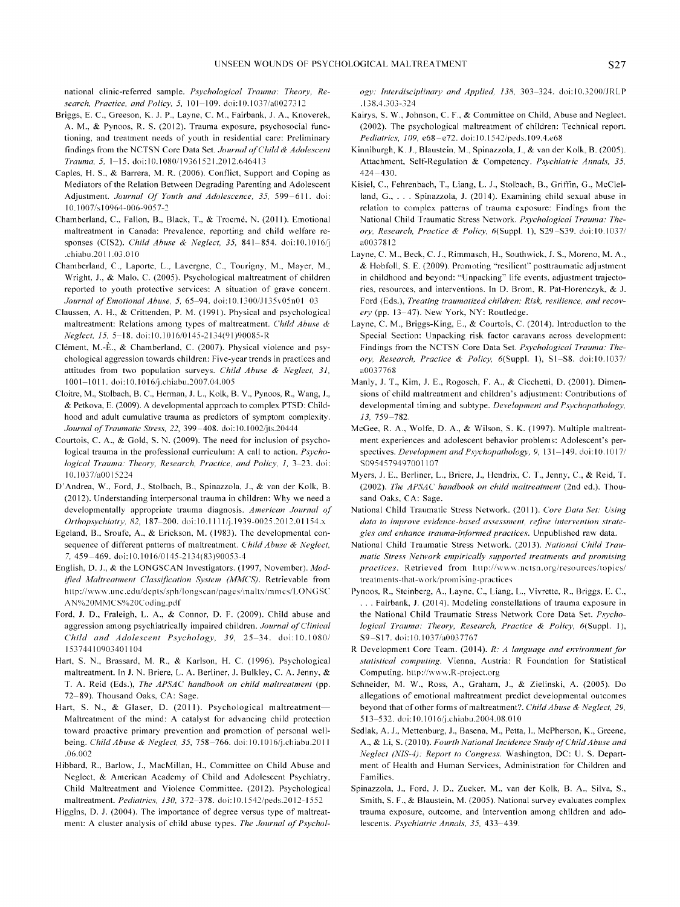national clinic-referred sample. *Psychological Trauma: Theory, Research, Practice, and Policy, 5,* 101–109. doi:10.1037/a0027312

Briggs, E. C., Greeson, K. J. P., Layne, C. M., Fairbank, J. A., Knoverek, A. M., & Pynoos, R. S. (2012). Trauma exposure, psychosocial functioning, and treatment needs of youth in residential care: Preliminary findings from the NCTSN Core Data Set. *Journal of Child & Adolescent Trauma, 5,* 1–15. doi:10.1080/19361521.2012.646413

Caples, H. S., & Barrera, M. R. (2006). Conflict, Support and Coping as Mediators of the Relation Between Degrading Parenting and Adolescent Adjustment. *Journal Of Youth and Adolescence, 35,* 599–611. doi:10.1007/s10964-006-9057-2

Chamberland, C., Fallon, B., Black, T., & Trocmé, N. (2011). Emotional maltreatment in Canada: Prevalence, reporting and child welfare responses (CIS2). *Child Abuse & Neglect, 35,* 841–854. doi:10.1016/j.chiabu.2011.03.010

Chamberland, C., Laporte, L., Lavergne, C., Tourigny, M., Mayer, M., Wright, J., & Malo, C. (2005). Psychological maltreatment of children reported to youth protective services: A situation of grave concern. *Journal of Emotional Abuse, 5,* 65–94. doi:10.1300/J135v05n01_03

Claussen, A. H., & Crittenden, P. M. (1991). Physical and psychological maltreatment: Relations among types of maltreatment. *Child Abuse & Neglect, 15,* 5–18. doi:10.1016/0145-2134(91)90085-R

Clément, M.-È., & Chamberland, C. (2007). Physical violence and psychological aggression towards children: Five-year trends in practices and attitudes from two population surveys. *Child Abuse & Neglect, 31,* 1001–1011. doi:10.1016/j.chiabu.2007.04.005

Cloitre, M., Stolbach, B. C., Herman, J. L., Kolk, B. V., Pynoos, R., Wang, J., & Petkova, E. (2009). A developmental approach to complex PTSD: Childhood and adult cumulative trauma as predictors of symptom complexity. *Journal of Traumatic Stress, 22,* 399–408. doi:10.1002/jts.20444

Courtois, C. A., & Gold, S. N. (2009). The need for inclusion of psychological trauma in the professional curriculum: A call to action. *Psychological Trauma: Theory, Research, Practice, and Policy, 1,* 3–23. doi:10.1037/a0015224

D'Andrea, W., Ford, J., Stolbach, B., Spinazzola, J., & van der Kolk, B. (2012). Understanding interpersonal trauma in children: Why we need a developmentally appropriate trauma diagnosis. *American Journal of Orthopsychiatry, 82,* 187–200. doi:10.1111/j.1939-0025.2012.01154.x

Egeland, B., Sroufe, A., & Erickson, M. (1983). The developmental consequence of different patterns of maltreatment. *Child Abuse & Neglect, 7,* 459–469. doi:10.1016/0145-2134(83)90053-4

English, D. J., & the LONGSCAN Investigators. (1997, November). *Modified Maltreatment Classification System (MMCS).* Retrievable from http://www.unc.edu/depts/sph/longscan/pages/maltx/mmcs/LONGSCAN%20MMCS%20Coding.pdf

Ford, J. D., Fraleigh, L. A., & Connor, D. F. (2009). Child abuse and aggression among psychiatrically impaired children. *Journal of Clinical Child and Adolescent Psychology, 39,* 25–34. doi:10.1080/15374410903401104

Hart, S. N., Brassard, M. R., & Karlson, H. C. (1996). Psychological maltreatment. In J. N. Briere, L. A. Berliner, J. Bulkley, C. A. Jenny, & T. A. Reid (Eds.), *The APSAC handbook on child maltreatment* (pp. 72–89). Thousand Oaks, CA: Sage.

Hart, S. N., & Glaser, D. (2011). Psychological maltreatment—Maltreatment of the mind: A catalyst for advancing child protection toward proactive primary prevention and promotion of personal well-being. *Child Abuse & Neglect, 35,* 758–766. doi:10.1016/j.chiabu.2011.06.002

Hibbard, R., Barlow, J., MacMillan, H., Committee on Child Abuse and Neglect, & American Academy of Child and Adolescent Psychiatry, Child Maltreatment and Violence Committee. (2012). Psychological maltreatment. *Pediatrics, 130,* 372–378. doi:10.1542/peds.2012-1552

Higgins, D. J. (2004). The importance of degree versus type of maltreatment: A cluster analysis of child abuse types. *The Journal of Psychology: Interdisciplinary and Applied, 138,* 303–324. doi:10.3200/JRLP.138.4.303-324

Kairys, S. W., Johnson, C. F., & Committee on Child, Abuse and Neglect. (2002). The psychological maltreatment of children: Technical report. *Pediatrics, 109,* e68–e72. doi:10.1542/peds.109.4.e68

Kinniburgh, K. J., Blaustein, M., Spinazzola, J., & van der Kolk, B. (2005). Attachment, Self-Regulation & Competency. *Psychiatric Annals, 35,* 424–430.

Kisiel, C., Fehrenbach, T., Liang, L. J., Stolbach, B., Griffin, G., McClelland, G., . . . Spinazzola, J. (2014). Examining child sexual abuse in relation to complex patterns of trauma exposure: Findings from the National Child Traumatic Stress Network. *Psychological Trauma: Theory, Research, Practice & Policy, 6*(Suppl. 1), S29–S39. doi:10.1037/a0037812

Layne, C. M., Beck, C. J., Rimmasch, H., Southwick, J. S., Moreno, M. A., & Hobfoll, S. E. (2009). Promoting "resilient" posttraumatic adjustment in childhood and beyond: "Unpacking" life events, adjustment trajectories, resources, and interventions. In D. Brom, R. Pat-Horenczyk, & J. Ford (Eds.), *Treating traumatized children: Risk, resilience, and recovery* (pp. 13–47). New York, NY: Routledge.

Layne, C. M., Briggs-King, E., & Courtois, C. (2014). Introduction to the Special Section: Unpacking risk factor caravans across development: Findings from the NCTSN Core Data Set. *Psychological Trauma: Theory, Research, Practice & Policy, 6*(Suppl. 1), S1–S8. doi:10.1037/a0037768

Manly, J. T., Kim, J. E., Rogosch, F. A., & Cicchetti, D. (2001). Dimensions of child maltreatment and children's adjustment: Contributions of developmental timing and subtype. *Development and Psychopathology, 13,* 759–782.

McGee, R. A., Wolfe, D. A., & Wilson, S. K. (1997). Multiple maltreatment experiences and adolescent behavior problems: Adolescent's perspectives. *Development and Psychopathology, 9,* 131–149. doi:10.1017/S0954579497001107

Myers, J. E., Berliner, L., Briere, J., Hendrix, C. T., Jenny, C., & Reid, T. (2002). *The APSAC handbook on child maltreatment* (2nd ed.). Thousand Oaks, CA: Sage.

National Child Traumatic Stress Network. (2011). *Core Data Set: Using data to improve evidence-based assessment, refine intervention strategies and enhance trauma-informed practices.* Unpublished raw data.

National Child Traumatic Stress Network. (2013). *National Child Traumatic Stress Network empirically supported treatments and promising practices.* Retrieved from http://www.nctsn.org/resources/topics/treatments-that-work/promising-practices

Pynoos, R., Steinberg, A., Layne, C., Liang, L., Vivrette, R., Briggs, E. C., . . . Fairbank, J. (2014). Modeling constellations of trauma exposure in the National Child Traumatic Stress Network Core Data Set. *Psychological Trauma: Theory, Research, Practice & Policy, 6*(Suppl. 1), S9–S17. doi:10.1037/a0037767

R Development Core Team. (2014). *R: A language and environment for statistical computing.* Vienna, Austria: R Foundation for Statistical Computing. http://www.R-project.org

Schneider, M. W., Ross, A., Graham, J., & Zielinski, A. (2005). Do allegations of emotional maltreatment predict developmental outcomes beyond that of other forms of maltreatment?. *Child Abuse & Neglect, 29,* 513–532. doi:10.1016/j.chiabu.2004.08.010

Sedlak, A. J., Mettenburg, J., Basena, M., Petta, I., McPherson, K., Greene, A., & Li, S. (2010). *Fourth National Incidence Study of Child Abuse and Neglect (NIS-4): Report to Congress.* Washington, DC: U. S. Department of Health and Human Services, Administration for Children and Families.

Spinazzola, J., Ford, J. D., Zucker, M., van der Kolk, B. A., Silva, S., Smith, S. F., & Blaustein, M. (2005). National survey evaluates complex trauma exposure, outcome, and intervention among children and adolescents. *Psychiatric Annals, 35,* 433–439.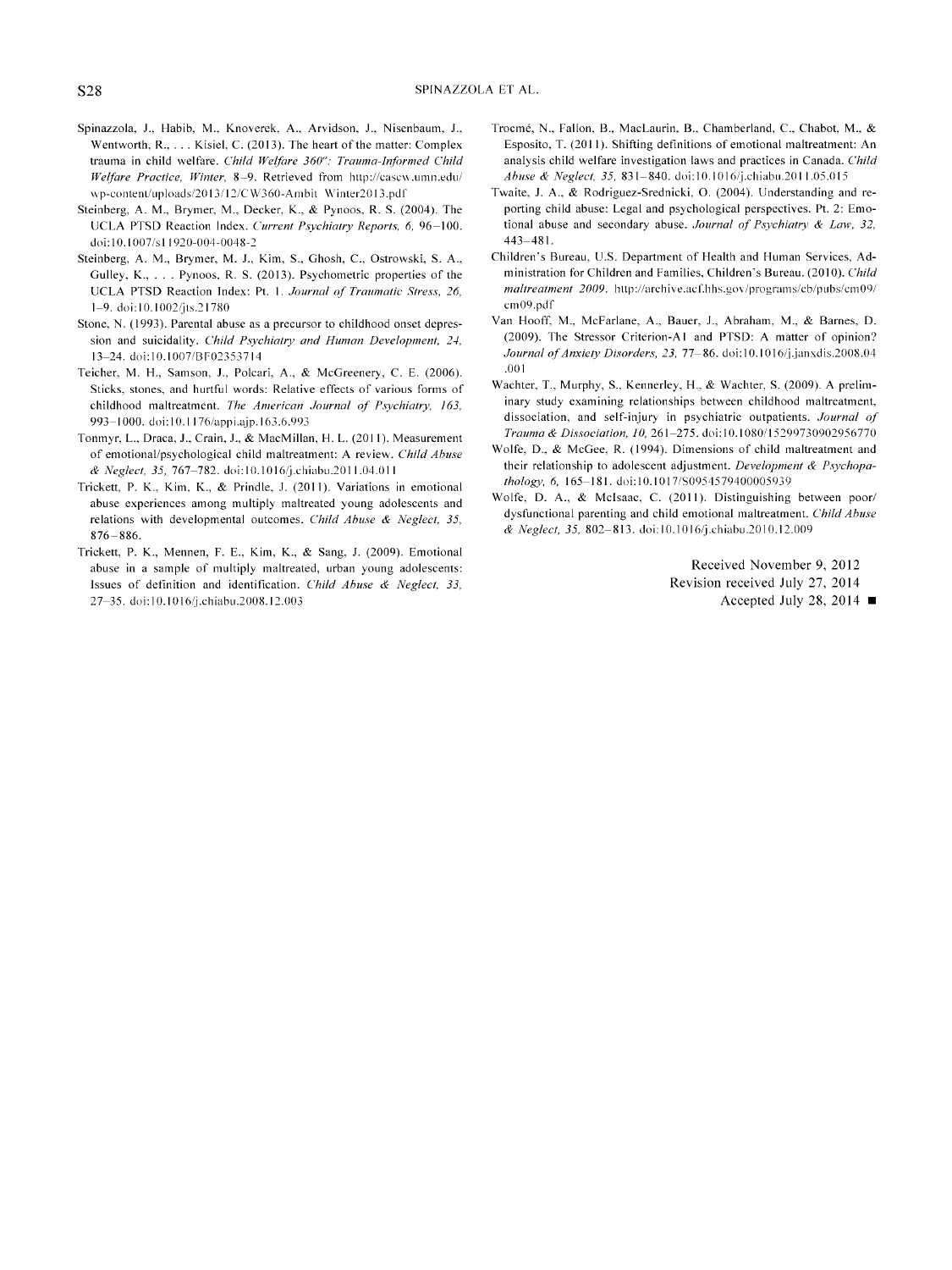Spinazzola, J., Habib, M., Knoverek, A., Arvidson, J., Nisenbaum, J., Wentworth, R., . . . Kisiel, C. (2013). The heart of the matter: Complex trauma in child welfare. *Child Welfare 360°: Trauma-Informed Child Welfare Practice, Winter,* 8–9. Retrieved from http://cascw.umn.edu/wp-content/uploads/2013/12/CW360-Ambit_Winter2013.pdf

Steinberg, A. M., Brymer, M., Decker, K., & Pynoos, R. S. (2004). The UCLA PTSD Reaction Index. *Current Psychiatry Reports, 6,* 96–100. doi:10.1007/s11920-004-0048-2

Steinberg, A. M., Brymer, M. J., Kim, S., Ghosh, C., Ostrowski, S. A., Gulley, K., . . . Pynoos, R. S. (2013). Psychometric properties of the UCLA PTSD Reaction Index: Pt. 1. *Journal of Traumatic Stress, 26,* 1–9. doi:10.1002/jts.21780

Stone, N. (1993). Parental abuse as a precursor to childhood onset depression and suicidality. *Child Psychiatry and Human Development, 24,* 13–24. doi:10.1007/BF02353714

Teicher, M. H., Samson, J., Polcari, A., & McGreenery, C. E. (2006). Sticks, stones, and hurtful words: Relative effects of various forms of childhood maltreatment. *The American Journal of Psychiatry, 163,* 993–1000. doi:10.1176/appi.ajp.163.6.993

Tonmyr, L., Draca, J., Crain, J., & MacMillan, H. L. (2011). Measurement of emotional/psychological child maltreatment: A review. *Child Abuse & Neglect, 35,* 767–782. doi:10.1016/j.chiabu.2011.04.011

Trickett, P. K., Kim, K., & Prindle, J. (2011). Variations in emotional abuse experiences among multiply maltreated young adolescents and relations with developmental outcomes. *Child Abuse & Neglect, 35,* 876–886.

Trickett, P. K., Mennen, F. E., Kim, K., & Sang, J. (2009). Emotional abuse in a sample of multiply maltreated, urban young adolescents: Issues of definition and identification. *Child Abuse & Neglect, 33,* 27–35. doi:10.1016/j.chiabu.2008.12.003

Trocmé, N., Fallon, B., MacLaurin, B., Chamberland, C., Chabot, M., & Esposito, T. (2011). Shifting definitions of emotional maltreatment: An analysis child welfare investigation laws and practices in Canada. *Child Abuse & Neglect, 35,* 831–840. doi:10.1016/j.chiabu.2011.05.015

Twaite, J. A., & Rodriguez-Srednicki, O. (2004). Understanding and reporting child abuse: Legal and psychological perspectives. Pt. 2: Emotional abuse and secondary abuse. *Journal of Psychiatry & Law, 32,* 443–481.

Children's Bureau, U.S. Department of Health and Human Services, Administration for Children and Families, Children's Bureau. (2010). *Child maltreatment 2009.* http://archive.acf.hhs.gov/programs/cb/pubs/cm09/cm09.pdf

Van Hooff, M., McFarlane, A., Bauer, J., Abraham, M., & Barnes, D. (2009). The Stressor Criterion-A1 and PTSD: A matter of opinion? *Journal of Anxiety Disorders, 23,* 77–86. doi:10.1016/j.janxdis.2008.04.001

Wachter, T., Murphy, S., Kennerley, H., & Wachter, S. (2009). A preliminary study examining relationships between childhood maltreatment, dissociation, and self-injury in psychiatric outpatients. *Journal of Trauma & Dissociation, 10,* 261–275. doi:10.1080/15299730902956770

Wolfe, D., & McGee, R. (1994). Dimensions of child maltreatment and their relationship to adolescent adjustment. *Development & Psychopathology, 6,* 165–181. doi:10.1017/S0954579400005939

Wolfe, D. A., & McIsaac, C. (2011). Distinguishing between poor/dysfunctional parenting and child emotional maltreatment. *Child Abuse & Neglect, 35,* 802–813. doi:10.1016/j.chiabu.2010.12.009

Received November 9, 2012
Revision received July 27, 2014
Accepted July 28, 2014 ■